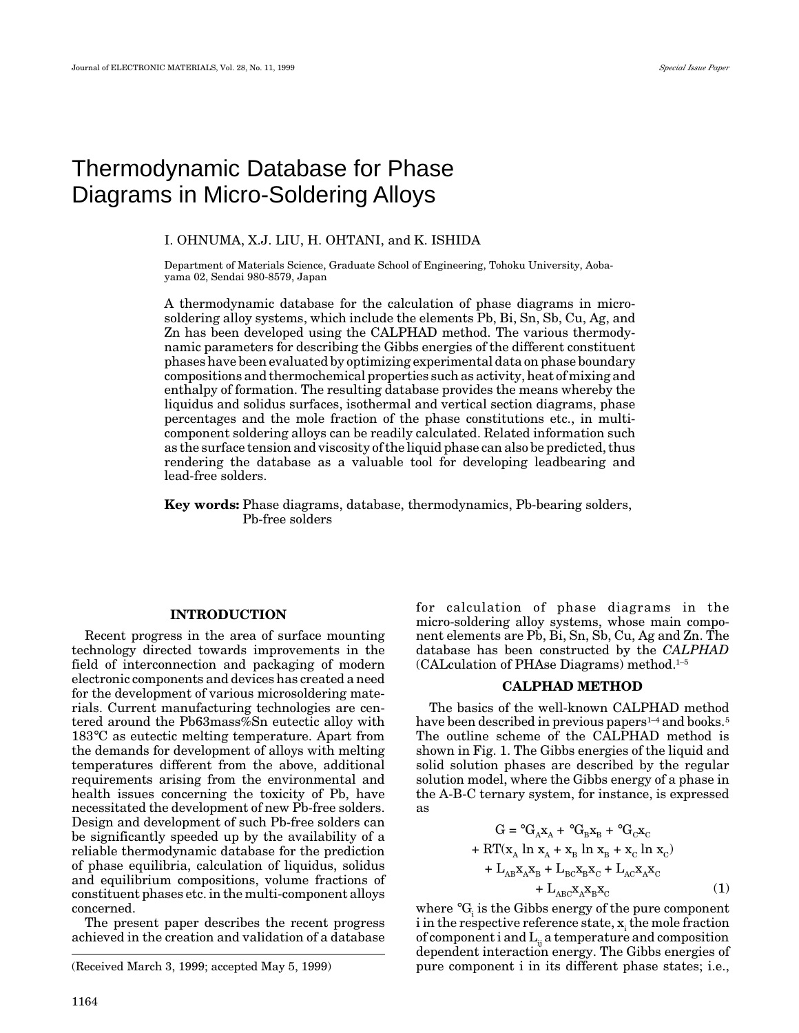# Thermodynamic Database for Phase Diagrams in Micro-Soldering Alloys

I. OHNUMA, X.J. LIU, H. OHTANI, and K. ISHIDA

Department of Materials Science, Graduate School of Engineering, Tohoku University, Aoba-yama 02, Sendai 980-8579, Japan

A thermodynamic database for the calculation of phase diagrams in micro-soldering alloy systems, which include the elements Pb, Bi, Sn, Sb, Cu, Ag, and Zn has been developed using the CALPHAD method. The various thermodynamic parameters for describing the Gibbs energies of the different constituent phases have been evaluated by optimizing experimental data on phase boundary compositions and thermochemical properties such as activity, heat of mixing and enthalpy of formation. The resulting database provides the means whereby the liquidus and solidus surfaces, isothermal and vertical section diagrams, phase percentages and the mole fraction of the phase constitutions etc., in multi-component soldering alloys can be readily calculated. Related information such as the surface tension and viscosity of the liquid phase can also be predicted, thus rendering the database as a valuable tool for developing leadbearing and lead-free solders.

**Key words:** Phase diagrams, database, thermodynamics, Pb-bearing solders, Pb-free solders

## INTRODUCTION

Recent progress in the area of surface mounting technology directed towards improvements in the field of interconnection and packaging of modern electronic components and devices has created a need for the development of various microsoldering materials. Current manufacturing technologies are centered around the Pb63mass%Sn eutectic alloy with 183°C as eutectic melting temperature. Apart from the demands for development of alloys with melting temperatures different from the above, additional requirements arising from the environmental and health issues concerning the toxicity of Pb, have necessitated the development of new Pb-free solders. Design and development of such Pb-free solders can be significantly speeded up by the availability of a reliable thermodynamic database for the prediction of phase equilibria, calculation of liquidus, solidus and equilibrium compositions, volume fractions of constituent phases etc. in the multi-component alloys concerned.

The present paper describes the recent progress achieved in the creation and validation of a database for calculation of phase diagrams in the micro-soldering alloy systems, whose main component elements are Pb, Bi, Sn, Sb, Cu, Ag and Zn. The database has been constructed by the *CALPHAD* (CALculation of PHAse Diagrams) method.[1–5]

## CALPHAD METHOD

The basics of the well-known CALPHAD method have been described in previous papers[1–4] and books.[5] The outline scheme of the CALPHAD method is shown in Fig. 1. The Gibbs energies of the liquid and solid solution phases are described by the regular solution model, where the Gibbs energy of a phase in the A-B-C ternary system, for instance, is expressed as

$$\begin{aligned} G = {}&{}^{\circ}G_A x_A + {}^{\circ}G_B x_B + {}^{\circ}G_C x_C \\ &+ RT(x_A \ln x_A + x_B \ln x_B + x_C \ln x_C) \\ &+ L_{AB} x_A x_B + L_{BC} x_B x_C + L_{AC} x_A x_C \\ &+ L_{ABC} x_A x_B x_C \end{aligned} \tag{1}$$

where ${}^{\circ}G_i$ is the Gibbs energy of the pure component i in the respective reference state, $x_i$ the mole fraction of component i and $L_{ij}$ a temperature and composition dependent interaction energy. The Gibbs energies of pure component i in its different phase states; i.e.,

(Received March 3, 1999; accepted May 5, 1999)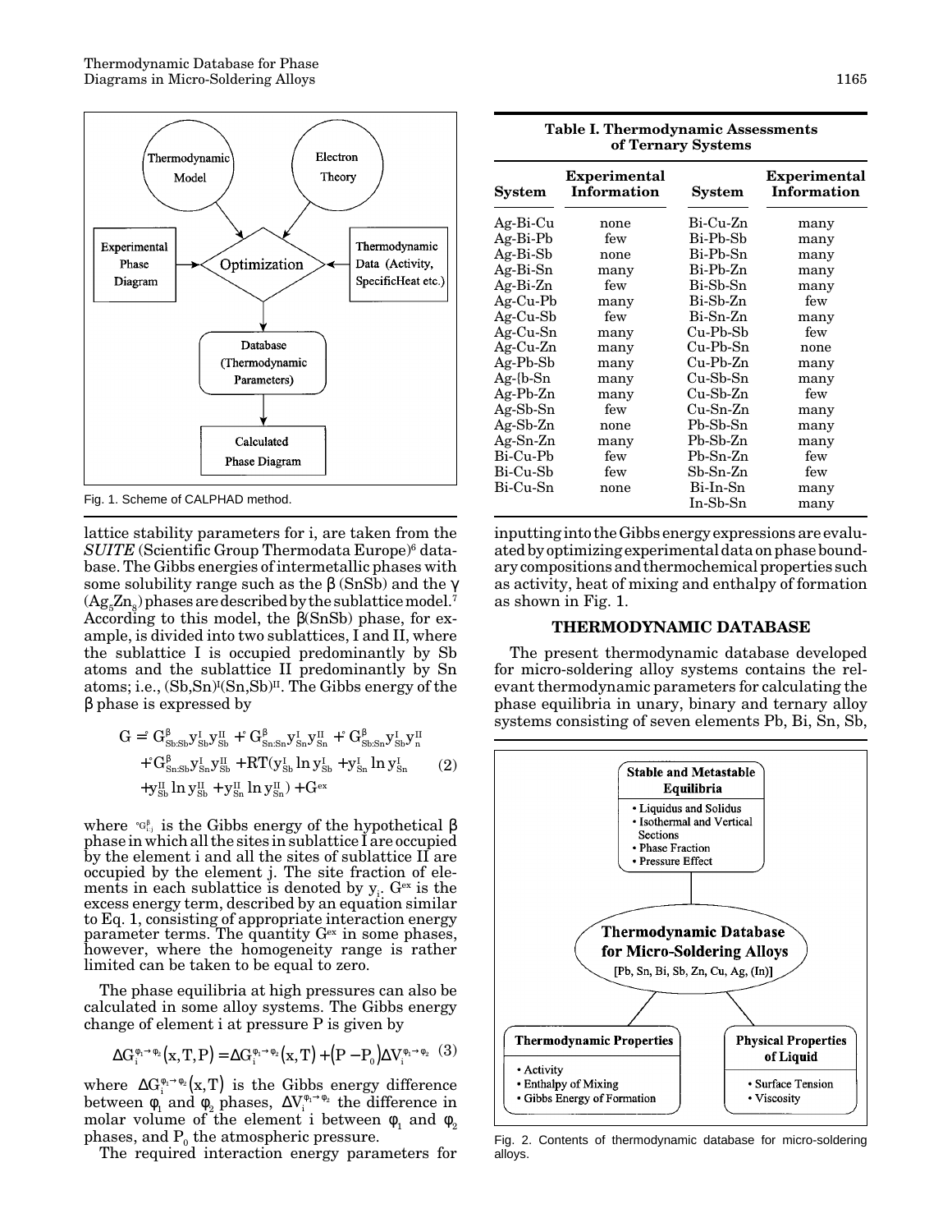Fig. 1. Scheme of CALPHAD method.

lattice stability parameters for i, are taken from the *SUITE* (Scientific Group Thermodata Europe)[6] database. The Gibbs energies of intermetallic phases with some solubility range such as the β (SnSb) and the γ ($Ag_5Zn_8$) phases are described by the sublattice model.[7] According to this model, the β(SnSb) phase, for example, is divided into two sublattices, I and II, where the sublattice I is occupied predominantly by Sb atoms and the sublattice II predominantly by Sn atoms; i.e., $(Sb,Sn)^{I}(Sn,Sb)^{II}$. The Gibbs energy of the β phase is expressed by

$$
\begin{aligned}
G = {}& {}^{\circ}G^{\beta}_{Sb:Sb} y^{I}_{Sb} y^{II}_{Sb} + {}^{\circ}G^{\beta}_{Sn:Sn} y^{I}_{Sn} y^{II}_{Sn} + {}^{\circ}G^{\beta}_{Sb:Sn} y^{I}_{Sb} y^{II}_{n} \\
& + {}^{\circ}G^{\beta}_{Sn:Sb} y^{I}_{Sn} y^{II}_{Sb} + RT(y^{I}_{Sb} \ln y^{I}_{Sb} + y^{I}_{Sn} \ln y^{I}_{Sn} \\
& + y^{II}_{Sb} \ln y^{II}_{Sb} + y^{II}_{Sn} \ln y^{II}_{Sn}) + G^{ex}
\end{aligned} \quad (2)
$$

where ${}^{\circ}G^{\beta}_{i:j}$ is the Gibbs energy of the hypothetical β phase in which all the sites in sublattice I are occupied by the element i and all the sites of sublattice II are occupied by the element j. The site fraction of elements in each sublattice is denoted by $y_i$. $G^{ex}$ is the excess energy term, described by an equation similar to Eq. 1, consisting of appropriate interaction energy parameter terms. The quantity $G^{ex}$ in some phases, however, where the homogeneity range is rather limited can be taken to be equal to zero.

The phase equilibria at high pressures can also be calculated in some alloy systems. The Gibbs energy change of element i at pressure P is given by

$$
\Delta G_i^{\varphi_1 \to \varphi_2}(x,T,P) = \Delta G_i^{\varphi_1 \to \varphi_2}(x,T) + (P - P_0)\Delta V_i^{\varphi_1 \to \varphi_2} \quad (3)
$$

where $\Delta G_i^{\varphi_1 \to \varphi_2}(x,T)$ is the Gibbs energy difference between $\varphi_1$ and $\varphi_2$ phases, $\Delta V_i^{\varphi_1 \to \varphi_2}$ the difference in molar volume of the element i between $\varphi_1$ and $\varphi_2$ phases, and $P_0$ the atmospheric pressure.

The required interaction energy parameters for inputting into the Gibbs energy expressions are evaluated by optimizing experimental data on phase boundary compositions and thermochemical properties such as activity, heat of mixing and enthalpy of formation as shown in Fig. 1.

**Table I. Thermodynamic Assessments of Ternary Systems**

| System | Experimental Information | System | Experimental Information |
|---|---|---|---|
| Ag-Bi-Cu | none | Bi-Cu-Zn | many |
| Ag-Bi-Pb | few | Bi-Pb-Sb | many |
| Ag-Bi-Sb | none | Bi-Pb-Sn | many |
| Ag-Bi-Sn | many | Bi-Pb-Zn | many |
| Ag-Bi-Zn | few | Bi-Sb-Sn | many |
| Ag-Cu-Pb | many | Bi-Sb-Zn | few |
| Ag-Cu-Sb | few | Bi-Sn-Zn | many |
| Ag-Cu-Sn | many | Cu-Pb-Sb | few |
| Ag-Cu-Zn | many | Cu-Pb-Sn | none |
| Ag-Pb-Sb | many | Cu-Pb-Zn | many |
| Ag-{b-Sn | many | Cu-Sb-Sn | many |
| Ag-Pb-Zn | many | Cu-Sb-Zn | few |
| Ag-Sb-Sn | few | Cu-Sn-Zn | many |
| Ag-Sb-Zn | none | Pb-Sb-Sn | many |
| Ag-Sn-Zn | many | Pb-Sb-Zn | many |
| Bi-Cu-Pb | few | Pb-Sn-Zn | few |
| Bi-Cu-Sb | few | Sb-Sn-Zn | few |
| Bi-Cu-Sn | none | Bi-In-Sn | many |
| | | In-Sb-Sn | many |

## THERMODYNAMIC DATABASE

The present thermodynamic database developed for micro-soldering alloy systems contains the relevant thermodynamic parameters for calculating the phase equilibria in unary, binary and ternary alloy systems consisting of seven elements Pb, Bi, Sn, Sb,

Fig. 2. Contents of thermodynamic database for micro-soldering alloys.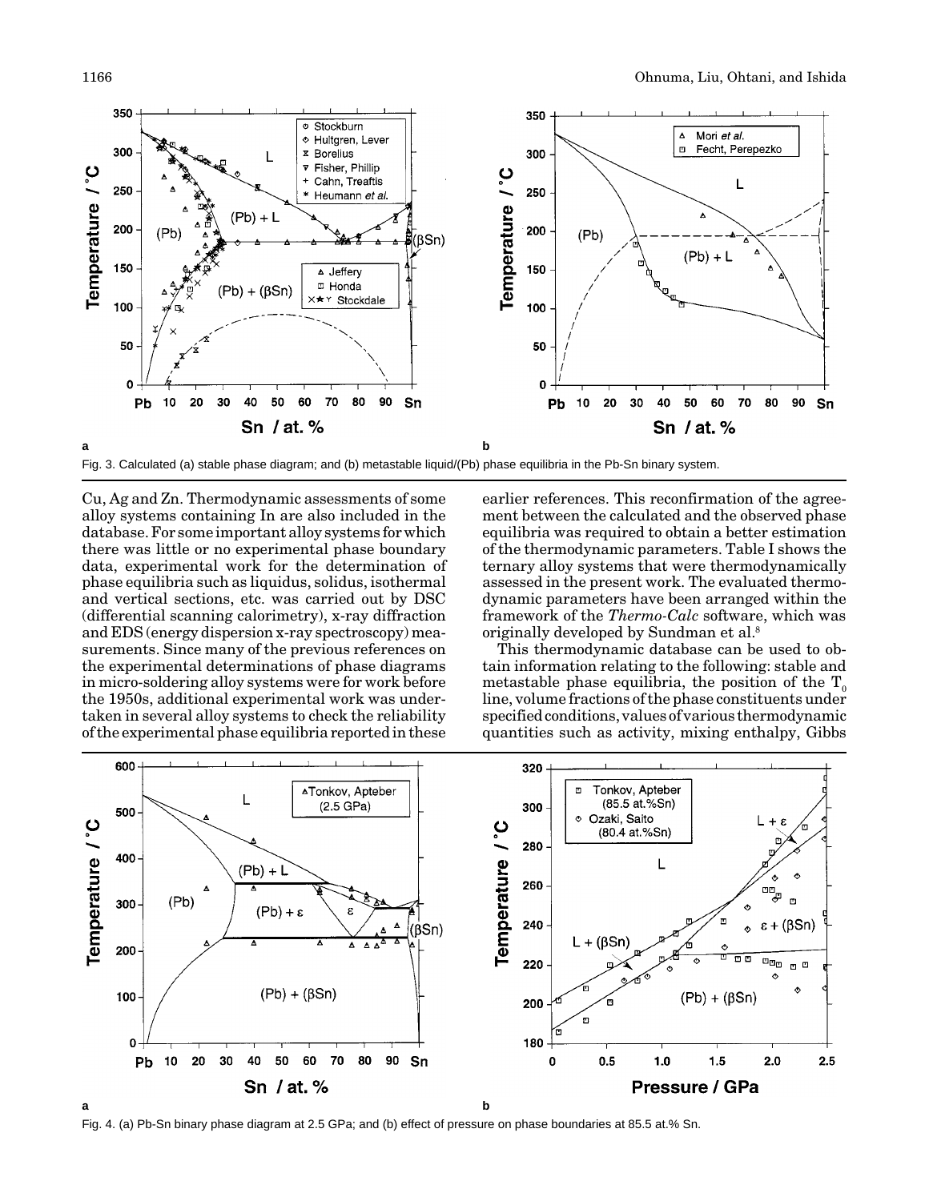Fig. 3. Calculated (a) stable phase diagram; and (b) metastable liquid/(Pb) phase equilibria in the Pb-Sn binary system.

Cu, Ag and Zn. Thermodynamic assessments of some alloy systems containing In are also included in the database. For some important alloy systems for which there was little or no experimental phase boundary data, experimental work for the determination of phase equilibria such as liquidus, solidus, isothermal and vertical sections, etc. was carried out by DSC (differential scanning calorimetry), x-ray diffraction and EDS (energy dispersion x-ray spectroscopy) measurements. Since many of the previous references on the experimental determinations of phase diagrams in micro-soldering alloy systems were for work before the 1950s, additional experimental work was undertaken in several alloy systems to check the reliability of the experimental phase equilibria reported in these earlier references. This reconfirmation of the agreement between the calculated and the observed phase equilibria was required to obtain a better estimation of the thermodynamic parameters. Table I shows the ternary alloy systems that were thermodynamically assessed in the present work. The evaluated thermodynamic parameters have been arranged within the framework of the *Thermo-Calc* software, which was originally developed by Sundman et al.[8]

This thermodynamic database can be used to obtain information relating to the following: stable and metastable phase equilibria, the position of the $T_0$ line, volume fractions of the phase constituents under specified conditions, values of various thermodynamic quantities such as activity, mixing enthalpy, Gibbs

Fig. 4. (a) Pb-Sn binary phase diagram at 2.5 GPa; and (b) effect of pressure on phase boundaries at 85.5 at.% Sn.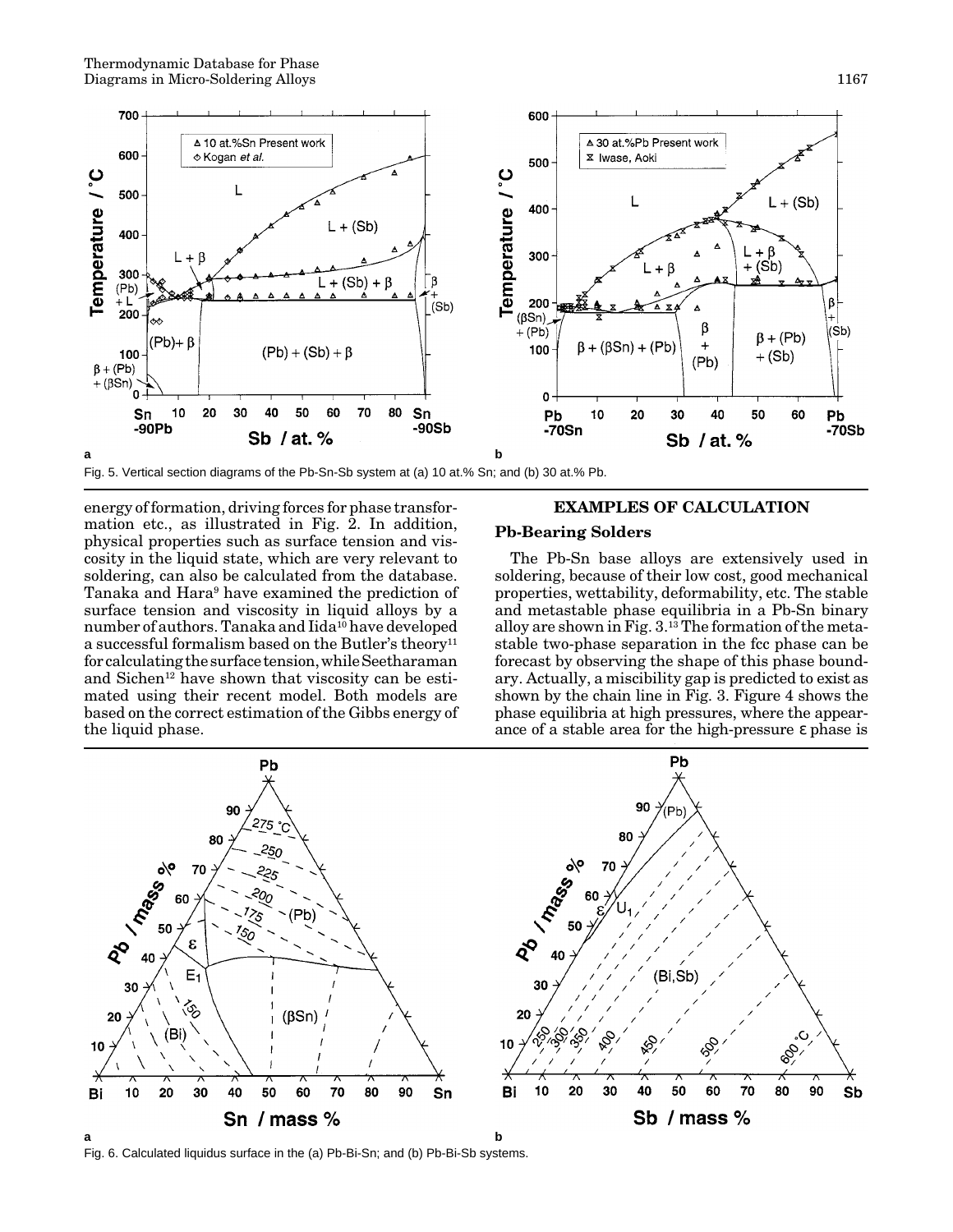Fig. 5. Vertical section diagrams of the Pb-Sn-Sb system at (a) 10 at.% Sn; and (b) 30 at.% Pb.

energy of formation, driving forces for phase transformation etc., as illustrated in Fig. 2. In addition, physical properties such as surface tension and viscosity in the liquid state, which are very relevant to soldering, can also be calculated from the database. Tanaka and Hara[9] have examined the prediction of surface tension and viscosity in liquid alloys by a number of authors. Tanaka and Iida[10] have developed a successful formalism based on the Butler's theory[11] for calculating the surface tension, while Seetharaman and Sichen[12] have shown that viscosity can be estimated using their recent model. Both models are based on the correct estimation of the Gibbs energy of the liquid phase.

## EXAMPLES OF CALCULATION

### Pb-Bearing Solders

The Pb-Sn base alloys are extensively used in soldering, because of their low cost, good mechanical properties, wettability, deformability, etc. The stable and metastable phase equilibria in a Pb-Sn binary alloy are shown in Fig. 3.[13] The formation of the metastable two-phase separation in the fcc phase can be forecast by observing the shape of this phase boundary. Actually, a miscibility gap is predicted to exist as shown by the chain line in Fig. 3. Figure 4 shows the phase equilibria at high pressures, where the appearance of a stable area for the high-pressure ε phase is

Fig. 6. Calculated liquidus surface in the (a) Pb-Bi-Sn; and (b) Pb-Bi-Sb systems.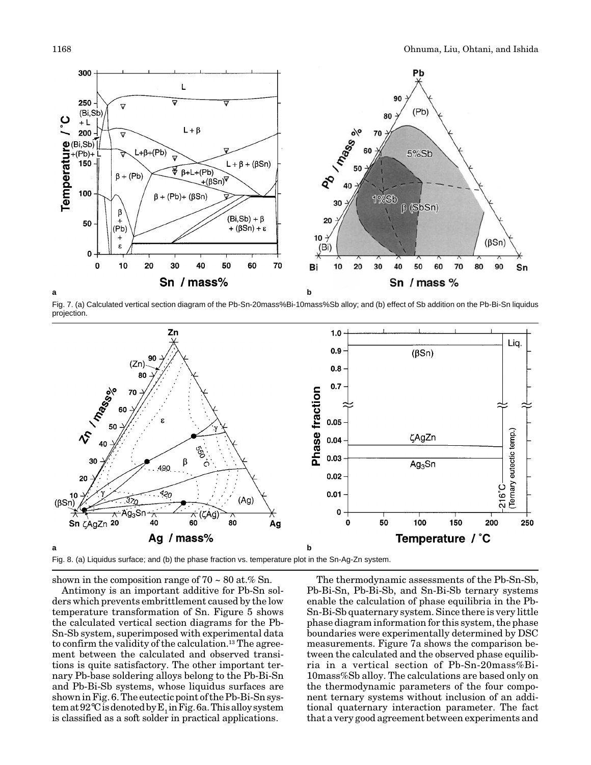Fig. 7. (a) Calculated vertical section diagram of the Pb-Sn-20mass%Bi-10mass%Sb alloy; and (b) effect of Sb addition on the Pb-Bi-Sn liquidus projection.

Fig. 8. (a) Liquidus surface; and (b) the phase fraction vs. temperature plot in the Sn-Ag-Zn system.

shown in the composition range of 70 ~ 80 at.% Sn.

Antimony is an important additive for Pb-Sn solders which prevents embrittlement caused by the low temperature transformation of Sn. Figure 5 shows the calculated vertical section diagrams for the Pb-Sn-Sb system, superimposed with experimental data to confirm the validity of the calculation.[13] The agreement between the calculated and observed transitions is quite satisfactory. The other important ternary Pb-base soldering alloys belong to the Pb-Bi-Sn and Pb-Bi-Sb systems, whose liquidus surfaces are shown in Fig. 6. The eutectic point of the Pb-Bi-Sn system at 92°C is denoted by $E_1$ in Fig. 6a. This alloy system is classified as a soft solder in practical applications.

The thermodynamic assessments of the Pb-Sn-Sb, Pb-Bi-Sn, Pb-Bi-Sb, and Sn-Bi-Sb ternary systems enable the calculation of phase equilibria in the Pb-Sn-Bi-Sb quaternary system. Since there is very little phase diagram information for this system, the phase boundaries were experimentally determined by DSC measurements. Figure 7a shows the comparison between the calculated and the observed phase equilibria in a vertical section of Pb-Sn-20mass%Bi-10mass%Sb alloy. The calculations are based only on the thermodynamic parameters of the four component ternary systems without inclusion of an additional quaternary interaction parameter. The fact that a very good agreement between experiments and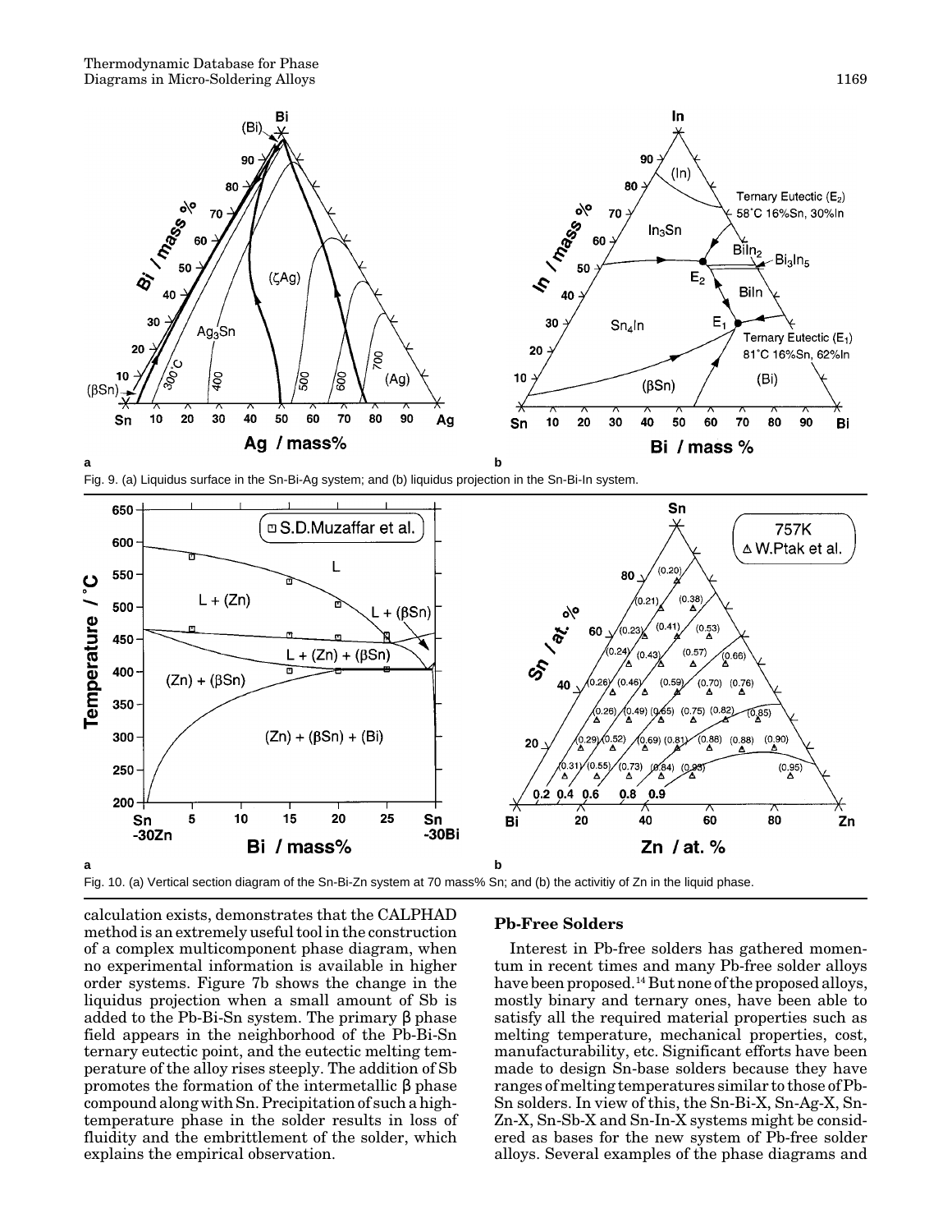Fig. 9. (a) Liquidus surface in the Sn-Bi-Ag system; and (b) liquidus projection in the Sn-Bi-In system.

Fig. 10. (a) Vertical section diagram of the Sn-Bi-Zn system at 70 mass% Sn; and (b) the activitiy of Zn in the liquid phase.

calculation exists, demonstrates that the CALPHAD method is an extremely useful tool in the construction of a complex multicomponent phase diagram, when no experimental information is available in higher order systems. Figure 7b shows the change in the liquidus projection when a small amount of Sb is added to the Pb-Bi-Sn system. The primary β phase field appears in the neighborhood of the Pb-Bi-Sn ternary eutectic point, and the eutectic melting temperature of the alloy rises steeply. The addition of Sb promotes the formation of the intermetallic β phase compound along with Sn. Precipitation of such a high-temperature phase in the solder results in loss of fluidity and the embrittlement of the solder, which explains the empirical observation.

## Pb-Free Solders

Interest in Pb-free solders has gathered momentum in recent times and many Pb-free solder alloys have been proposed.[14] But none of the proposed alloys, mostly binary and ternary ones, have been able to satisfy all the required material properties such as melting temperature, mechanical properties, cost, manufacturability, etc. Significant efforts have been made to design Sn-base solders because they have ranges of melting temperatures similar to those of Pb-Sn solders. In view of this, the Sn-Bi-X, Sn-Ag-X, Sn-Zn-X, Sn-Sb-X and Sn-In-X systems might be considered as bases for the new system of Pb-free solder alloys. Several examples of the phase diagrams and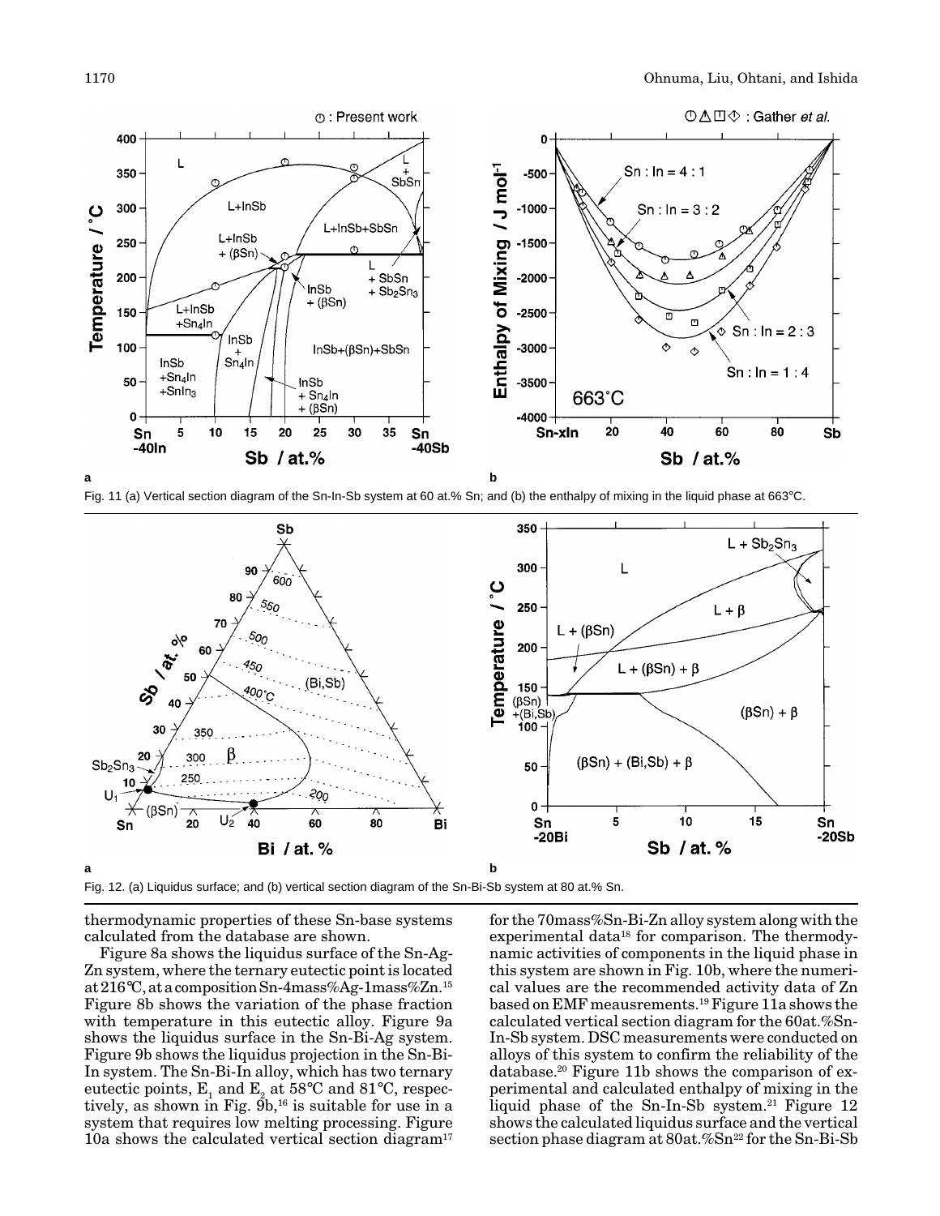Fig. 11 (a) Vertical section diagram of the Sn-In-Sb system at 60 at.% Sn; and (b) the enthalpy of mixing in the liquid phase at 663°C.

Fig. 12. (a) Liquidus surface; and (b) vertical section diagram of the Sn-Bi-Sb system at 80 at.% Sn.

thermodynamic properties of these Sn-base systems calculated from the database are shown.

Figure 8a shows the liquidus surface of the Sn-Ag-Zn system, where the ternary eutectic point is located at 216°C, at a composition Sn-4mass%Ag-1mass%Zn.[15] Figure 8b shows the variation of the phase fraction with temperature in this eutectic alloy. Figure 9a shows the liquidus surface in the Sn-Bi-Ag system. Figure 9b shows the liquidus projection in the Sn-Bi-In system. The Sn-Bi-In alloy, which has two ternary eutectic points, $E_1$ and $E_2$ at 58°C and 81°C, respectively, as shown in Fig. 9b,[16] is suitable for use in a system that requires low melting processing. Figure 10a shows the calculated vertical section diagram[17] for the 70mass%Sn-Bi-Zn alloy system along with the experimental data[18] for comparison. The thermodynamic activities of components in the liquid phase in this system are shown in Fig. 10b, where the numerical values are the recommended activity data of Zn based on EMF measurements.[19] Figure 11a shows the calculated vertical section diagram for the 60at.%Sn-In-Sb system. DSC measurements were conducted on alloys of this system to confirm the reliability of the database.[20] Figure 11b shows the comparison of experimental and calculated enthalpy of mixing in the liquid phase of the Sn-In-Sb system.[21] Figure 12 shows the calculated liquidus surface and the vertical section phase diagram at 80at.%Sn[22] for the Sn-Bi-Sb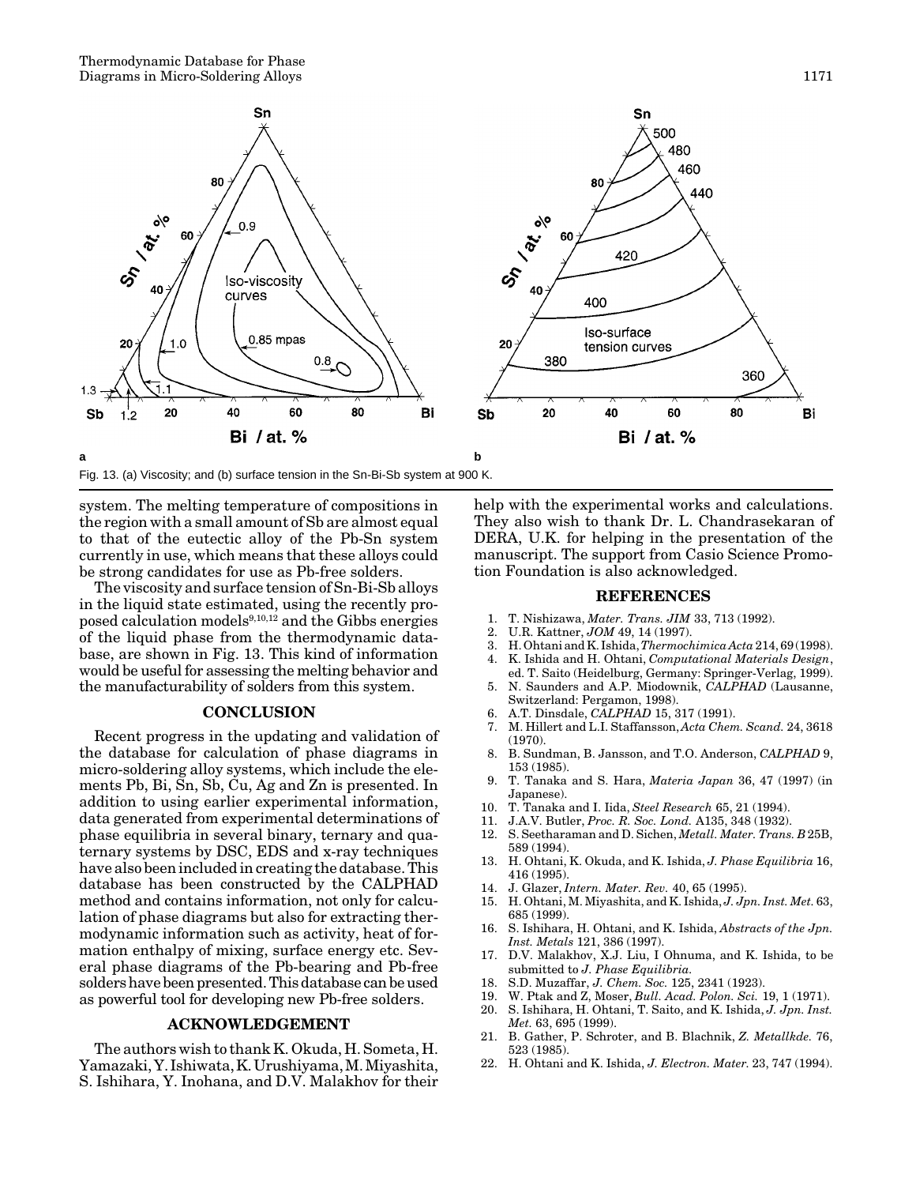Sn

80

60

40

20

1.3

Sb

1.2

20

40

60

80

Bi

Sn / at. %

Bi / at. %

0.9

Iso-viscosity curves

1.0

0.85 mpas

0.8

1.1

a

Sn

500

480

460

440

80

60

420

40

400

20

Iso-surface tension curves

380

360

Sb

20

40

60

80

Bi

Sn / at. %

Bi / at. %

b

Fig. 13. (a) Viscosity; and (b) surface tension in the Sn-Bi-Sb system at 900 K.

system. The melting temperature of compositions in the region with a small amount of Sb are almost equal to that of the eutectic alloy of the Pb-Sn system currently in use, which means that these alloys could be strong candidates for use as Pb-free solders.

The viscosity and surface tension of Sn-Bi-Sb alloys in the liquid state estimated, using the recently proposed calculation models[9,10,12] and the Gibbs energies of the liquid phase from the thermodynamic database, are shown in Fig. 13. This kind of information would be useful for assessing the melting behavior and the manufacturability of solders from this system.

## CONCLUSION

Recent progress in the updating and validation of the database for calculation of phase diagrams in micro-soldering alloy systems, which include the elements Pb, Bi, Sn, Sb, Cu, Ag and Zn is presented. In addition to using earlier experimental information, data generated from experimental determinations of phase equilibria in several binary, ternary and quaternary systems by DSC, EDS and x-ray techniques have also been included in creating the database. This database has been constructed by the CALPHAD method and contains information, not only for calculation of phase diagrams but also for extracting thermodynamic information such as activity, heat of formation enthalpy of mixing, surface energy etc. Several phase diagrams of the Pb-bearing and Pb-free solders have been presented. This database can be used as powerful tool for developing new Pb-free solders.

## ACKNOWLEDGEMENT

The authors wish to thank K. Okuda, H. Someta, H. Yamazaki, Y. Ishiwata, K. Urushiyama, M. Miyashita, S. Ishihara, Y. Inohana, and D.V. Malakhov for their help with the experimental works and calculations. They also wish to thank Dr. L. Chandrasekaran of DERA, U.K. for helping in the presentation of the manuscript. The support from Casio Science Promotion Foundation is also acknowledged.

## REFERENCES

1. T. Nishizawa, *Mater. Trans. JIM* 33, 713 (1992).
2. U.R. Kattner, *JOM* 49, 14 (1997).
3. H. Ohtani and K. Ishida, *Thermochimica Acta* 214, 69 (1998).
4. K. Ishida and H. Ohtani, *Computational Materials Design*, ed. T. Saito (Heidelburg, Germany: Springer-Verlag, 1999).
5. N. Saunders and A.P. Miodownik, *CALPHAD* (Lausanne, Switzerland: Pergamon, 1998).
6. A.T. Dinsdale, *CALPHAD* 15, 317 (1991).
7. M. Hillert and L.I. Staffansson, *Acta Chem. Scand.* 24, 3618 (1970).
8. B. Sundman, B. Jansson, and T.O. Anderson, *CALPHAD* 9, 153 (1985).
9. T. Tanaka and S. Hara, *Materia Japan* 36, 47 (1997) (in Japanese).
10. T. Tanaka and I. Iida, *Steel Research* 65, 21 (1994).
11. J.A.V. Butler, *Proc. R. Soc. Lond.* A135, 348 (1932).
12. S. Seetharaman and D. Sichen, *Metall. Mater. Trans. B* 25B, 589 (1994).
13. H. Ohtani, K. Okuda, and K. Ishida, *J. Phase Equilibria* 16, 416 (1995).
14. J. Glazer, *Intern. Mater. Rev.* 40, 65 (1995).
15. H. Ohtani, M. Miyashita, and K. Ishida, *J. Jpn. Inst. Met.* 63, 685 (1999).
16. S. Ishihara, H. Ohtani, and K. Ishida, *Abstracts of the Jpn. Inst. Metals* 121, 386 (1997).
17. D.V. Malakhov, X.J. Liu, I Ohnuma, and K. Ishida, to be submitted to *J. Phase Equilibria*.
18. S.D. Muzaffar, *J. Chem. Soc.* 125, 2341 (1923).
19. W. Ptak and Z, Moser, *Bull. Acad. Polon. Sci.* 19, 1 (1971).
20. S. Ishihara, H. Ohtani, T. Saito, and K. Ishida, *J. Jpn. Inst. Met.* 63, 695 (1999).
21. B. Gather, P. Schroter, and B. Blachnik, *Z. Metallkde.* 76, 523 (1985).
22. H. Ohtani and K. Ishida, *J. Electron. Mater.* 23, 747 (1994).